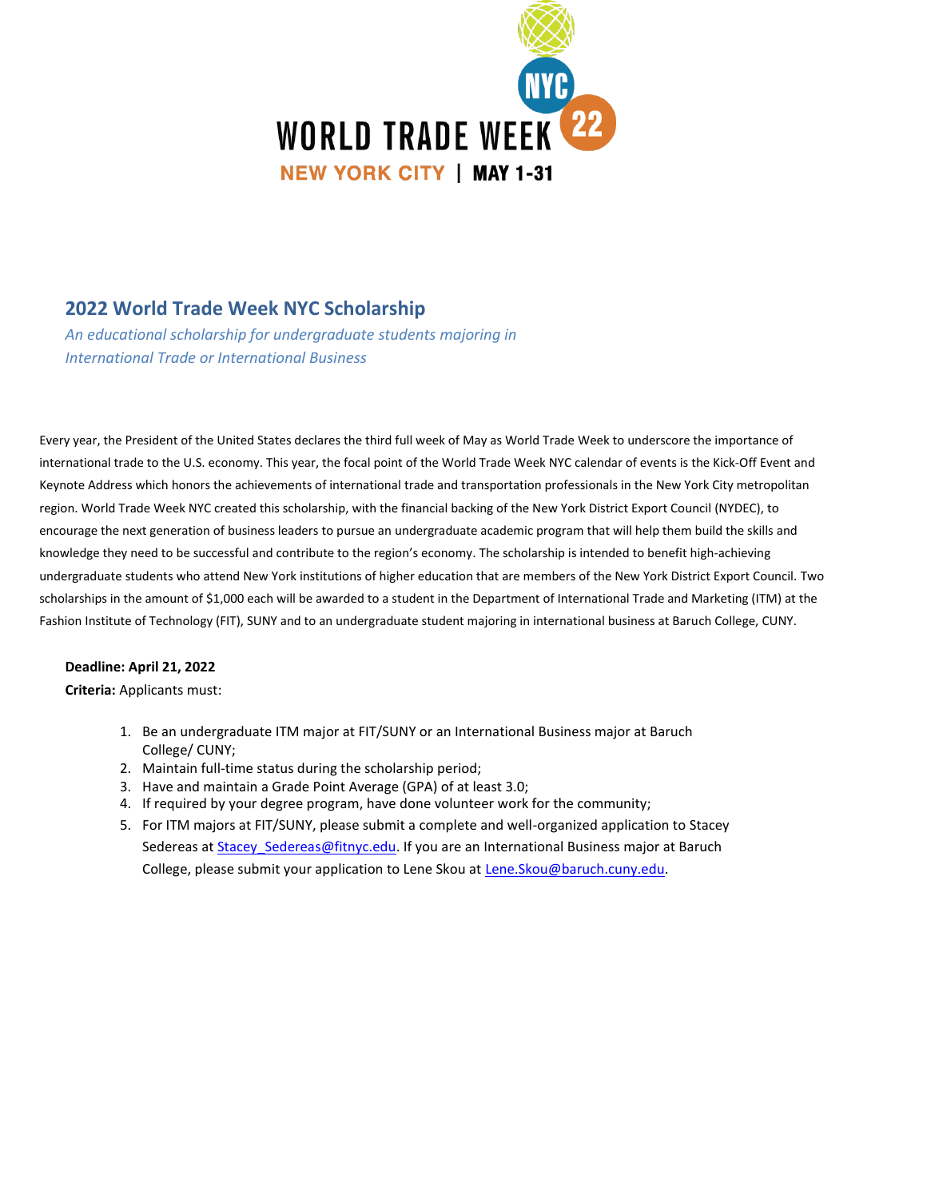WORLD TRADE WEEK NYC 22

NEW YORK CITY | MAY 1-31

## 2022 World Trade Week NYC Scholarship

*An educational scholarship for undergraduate students majoring in International Trade or International Business*

Every year, the President of the United States declares the third full week of May as World Trade Week to underscore the importance of international trade to the U.S. economy. This year, the focal point of the World Trade Week NYC calendar of events is the Kick-Off Event and Keynote Address which honors the achievements of international trade and transportation professionals in the New York City metropolitan region. World Trade Week NYC created this scholarship, with the financial backing of the New York District Export Council (NYDEC), to encourage the next generation of business leaders to pursue an undergraduate academic program that will help them build the skills and knowledge they need to be successful and contribute to the region's economy. The scholarship is intended to benefit high-achieving undergraduate students who attend New York institutions of higher education that are members of the New York District Export Council. Two scholarships in the amount of $1,000 each will be awarded to a student in the Department of International Trade and Marketing (ITM) at the Fashion Institute of Technology (FIT), SUNY and to an undergraduate student majoring in international business at Baruch College, CUNY.

**Deadline: April 21, 2022**

**Criteria:** Applicants must:

1. Be an undergraduate ITM major at FIT/SUNY or an International Business major at Baruch College/ CUNY;
2. Maintain full-time status during the scholarship period;
3. Have and maintain a Grade Point Average (GPA) of at least 3.0;
4. If required by your degree program, have done volunteer work for the community;
5. For ITM majors at FIT/SUNY, please submit a complete and well-organized application to Stacey Sedereas at Stacey_Sedereas@fitnyc.edu. If you are an International Business major at Baruch College, please submit your application to Lene Skou at Lene.Skou@baruch.cuny.edu.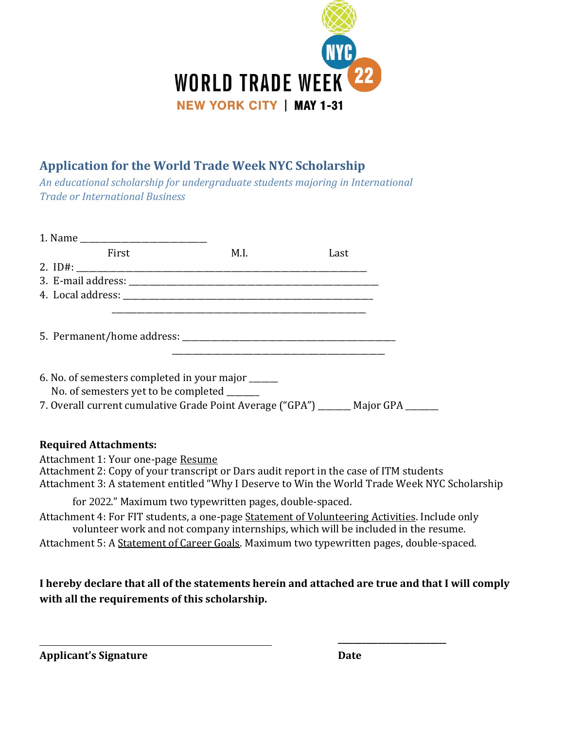WORLD TRADE WEEK NYC 22

NEW YORK CITY | MAY 1-31

## Application for the World Trade Week NYC Scholarship

*An educational scholarship for undergraduate students majoring in International Trade or International Business*

1. Name ___________________________
   First M.I. Last
2. ID#: ______________________________________________________________
3. E-mail address: _____________________________________________________
4. Local address: ______________________________________________________
   ______________________________________________________
5. Permanent/home address: ____________________________________________
   ____________________________________________
6. No. of semesters completed in your major ______
   No. of semesters yet to be completed _______
7. Overall current cumulative Grade Point Average ("GPA") _______ Major GPA _______

**Required Attachments:**

Attachment 1: Your one-page Resume

Attachment 2: Copy of your transcript or Dars audit report in the case of ITM students

Attachment 3: A statement entitled "Why I Deserve to Win the World Trade Week NYC Scholarship for 2022." Maximum two typewritten pages, double-spaced.

Attachment 4: For FIT students, a one-page Statement of Volunteering Activities. Include only volunteer work and not company internships, which will be included in the resume.

Attachment 5: A Statement of Career Goals. Maximum two typewritten pages, double-spaced.

**I hereby declare that all of the statements herein and attached are true and that I will comply with all the requirements of this scholarship.**

_______________________________________ ________________________

**Applicant's Signature** **Date**